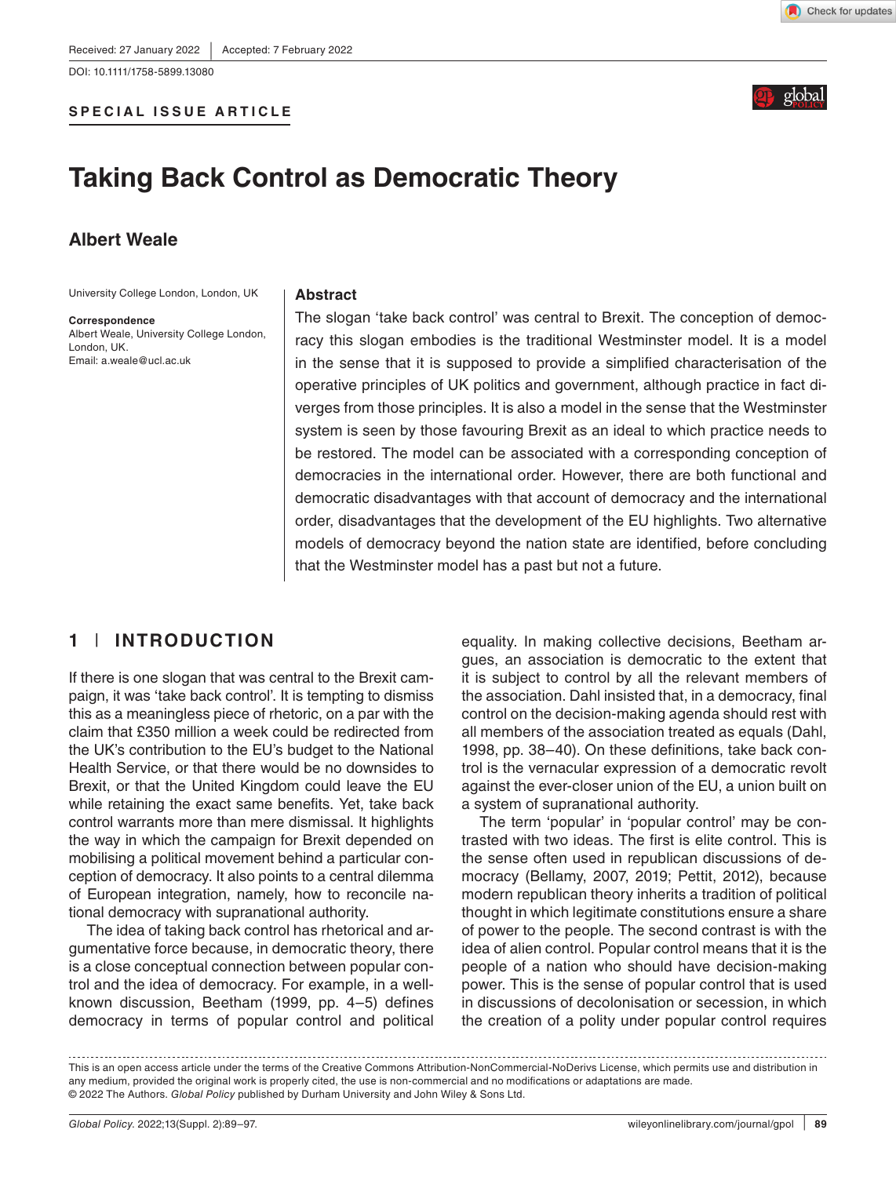Received: 27 January 2022 | Accepted: 7 February 2022

DOI: 10.1111/1758-5899.13080

**SPECIAL ISSUE ARTICLE**

# Taking Back Control as Democratic Theory

**Albert Weale**

University College London, London, UK

**Correspondence**
Albert Weale, University College London, London, UK.
Email: a.weale@ucl.ac.uk

## Abstract

The slogan 'take back control' was central to Brexit. The conception of democracy this slogan embodies is the traditional Westminster model. It is a model in the sense that it is supposed to provide a simplified characterisation of the operative principles of UK politics and government, although practice in fact diverges from those principles. It is also a model in the sense that the Westminster system is seen by those favouring Brexit as an ideal to which practice needs to be restored. The model can be associated with a corresponding conception of democracies in the international order. However, there are both functional and democratic disadvantages with that account of democracy and the international order, disadvantages that the development of the EU highlights. Two alternative models of democracy beyond the nation state are identified, before concluding that the Westminster model has a past but not a future.

## 1 | INTRODUCTION

If there is one slogan that was central to the Brexit campaign, it was 'take back control'. It is tempting to dismiss this as a meaningless piece of rhetoric, on a par with the claim that £350 million a week could be redirected from the UK's contribution to the EU's budget to the National Health Service, or that there would be no downsides to Brexit, or that the United Kingdom could leave the EU while retaining the exact same benefits. Yet, take back control warrants more than mere dismissal. It highlights the way in which the campaign for Brexit depended on mobilising a political movement behind a particular conception of democracy. It also points to a central dilemma of European integration, namely, how to reconcile national democracy with supranational authority.

The idea of taking back control has rhetorical and argumentative force because, in democratic theory, there is a close conceptual connection between popular control and the idea of democracy. For example, in a well-known discussion, Beetham (1999, pp. 4–5) defines democracy in terms of popular control and political equality. In making collective decisions, Beetham argues, an association is democratic to the extent that it is subject to control by all the relevant members of the association. Dahl insisted that, in a democracy, final control on the decision-making agenda should rest with all members of the association treated as equals (Dahl, 1998, pp. 38–40). On these definitions, take back control is the vernacular expression of a democratic revolt against the ever-closer union of the EU, a union built on a system of supranational authority.

The term 'popular' in 'popular control' may be contrasted with two ideas. The first is elite control. This is the sense often used in republican discussions of democracy (Bellamy, 2007, 2019; Pettit, 2012), because modern republican theory inherits a tradition of political thought in which legitimate constitutions ensure a share of power to the people. The second contrast is with the idea of alien control. Popular control means that it is the people of a nation who should have decision-making power. This is the sense of popular control that is used in discussions of decolonisation or secession, in which the creation of a polity under popular control requires

---

This is an open access article under the terms of the Creative Commons Attribution-NonCommercial-NoDerivs License, which permits use and distribution in any medium, provided the original work is properly cited, the use is non-commercial and no modifications or adaptations are made.
© 2022 The Authors. *Global Policy* published by Durham University and John Wiley & Sons Ltd.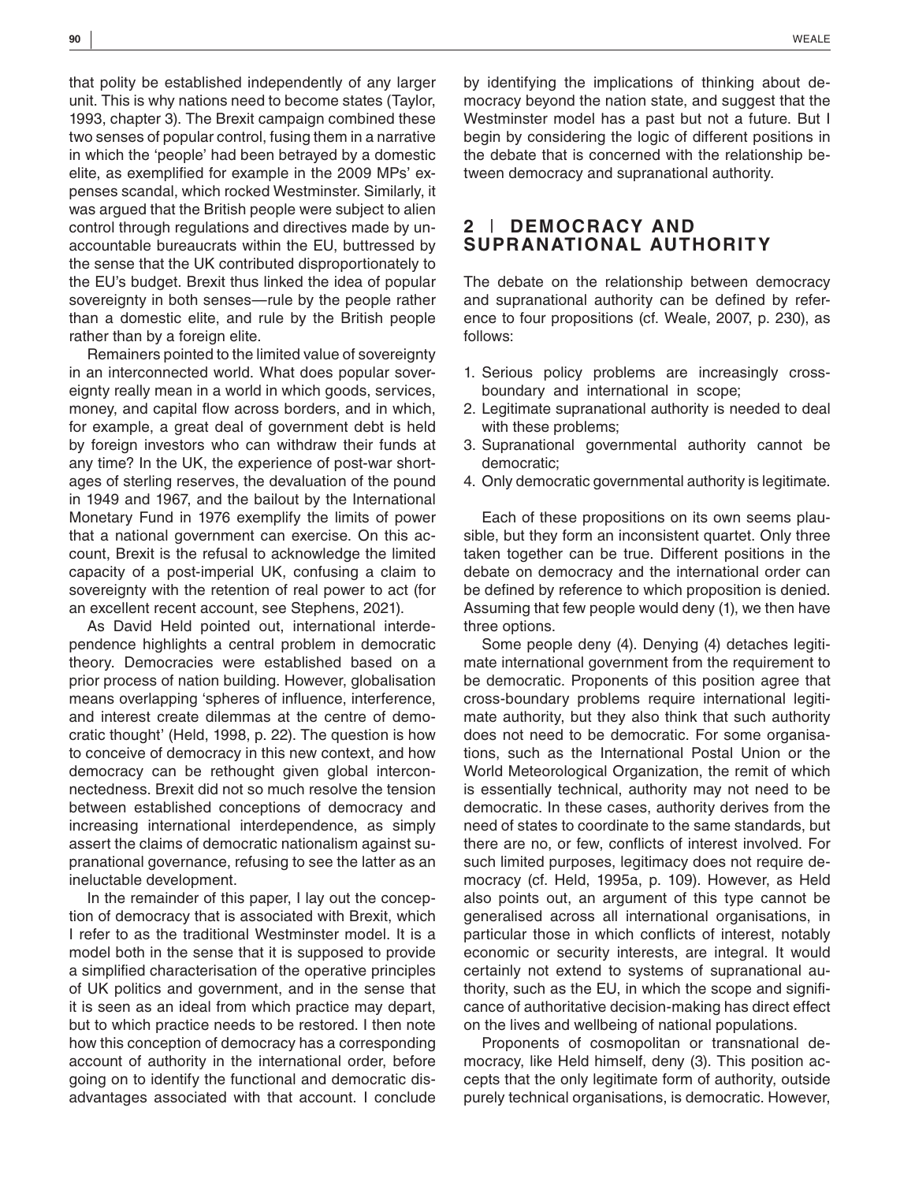that polity be established independently of any larger unit. This is why nations need to become states (Taylor, 1993, chapter 3). The Brexit campaign combined these two senses of popular control, fusing them in a narrative in which the 'people' had been betrayed by a domestic elite, as exemplified for example in the 2009 MPs' expenses scandal, which rocked Westminster. Similarly, it was argued that the British people were subject to alien control through regulations and directives made by unaccountable bureaucrats within the EU, buttressed by the sense that the UK contributed disproportionately to the EU's budget. Brexit thus linked the idea of popular sovereignty in both senses—rule by the people rather than a domestic elite, and rule by the British people rather than by a foreign elite.

Remainers pointed to the limited value of sovereignty in an interconnected world. What does popular sovereignty really mean in a world in which goods, services, money, and capital flow across borders, and in which, for example, a great deal of government debt is held by foreign investors who can withdraw their funds at any time? In the UK, the experience of post-war shortages of sterling reserves, the devaluation of the pound in 1949 and 1967, and the bailout by the International Monetary Fund in 1976 exemplify the limits of power that a national government can exercise. On this account, Brexit is the refusal to acknowledge the limited capacity of a post-imperial UK, confusing a claim to sovereignty with the retention of real power to act (for an excellent recent account, see Stephens, 2021).

As David Held pointed out, international interdependence highlights a central problem in democratic theory. Democracies were established based on a prior process of nation building. However, globalisation means overlapping 'spheres of influence, interference, and interest create dilemmas at the centre of democratic thought' (Held, 1998, p. 22). The question is how to conceive of democracy in this new context, and how democracy can be rethought given global interconnectedness. Brexit did not so much resolve the tension between established conceptions of democracy and increasing international interdependence, as simply assert the claims of democratic nationalism against supranational governance, refusing to see the latter as an ineluctable development.

In the remainder of this paper, I lay out the conception of democracy that is associated with Brexit, which I refer to as the traditional Westminster model. It is a model both in the sense that it is supposed to provide a simplified characterisation of the operative principles of UK politics and government, and in the sense that it is seen as an ideal from which practice may depart, but to which practice needs to be restored. I then note how this conception of democracy has a corresponding account of authority in the international order, before going on to identify the functional and democratic disadvantages associated with that account. I conclude by identifying the implications of thinking about democracy beyond the nation state, and suggest that the Westminster model has a past but not a future. But I begin by considering the logic of different positions in the debate that is concerned with the relationship between democracy and supranational authority.

## 2 | DEMOCRACY AND SUPRANATIONAL AUTHORITY

The debate on the relationship between democracy and supranational authority can be defined by reference to four propositions (cf. Weale, 2007, p. 230), as follows:

1. Serious policy problems are increasingly cross-boundary and international in scope;
2. Legitimate supranational authority is needed to deal with these problems;
3. Supranational governmental authority cannot be democratic;
4. Only democratic governmental authority is legitimate.

Each of these propositions on its own seems plausible, but they form an inconsistent quartet. Only three taken together can be true. Different positions in the debate on democracy and the international order can be defined by reference to which proposition is denied. Assuming that few people would deny (1), we then have three options.

Some people deny (4). Denying (4) detaches legitimate international government from the requirement to be democratic. Proponents of this position agree that cross-boundary problems require international legitimate authority, but they also think that such authority does not need to be democratic. For some organisations, such as the International Postal Union or the World Meteorological Organization, the remit of which is essentially technical, authority may not need to be democratic. In these cases, authority derives from the need of states to coordinate to the same standards, but there are no, or few, conflicts of interest involved. For such limited purposes, legitimacy does not require democracy (cf. Held, 1995a, p. 109). However, as Held also points out, an argument of this type cannot be generalised across all international organisations, in particular those in which conflicts of interest, notably economic or security interests, are integral. It would certainly not extend to systems of supranational authority, such as the EU, in which the scope and significance of authoritative decision-making has direct effect on the lives and wellbeing of national populations.

Proponents of cosmopolitan or transnational democracy, like Held himself, deny (3). This position accepts that the only legitimate form of authority, outside purely technical organisations, is democratic. However,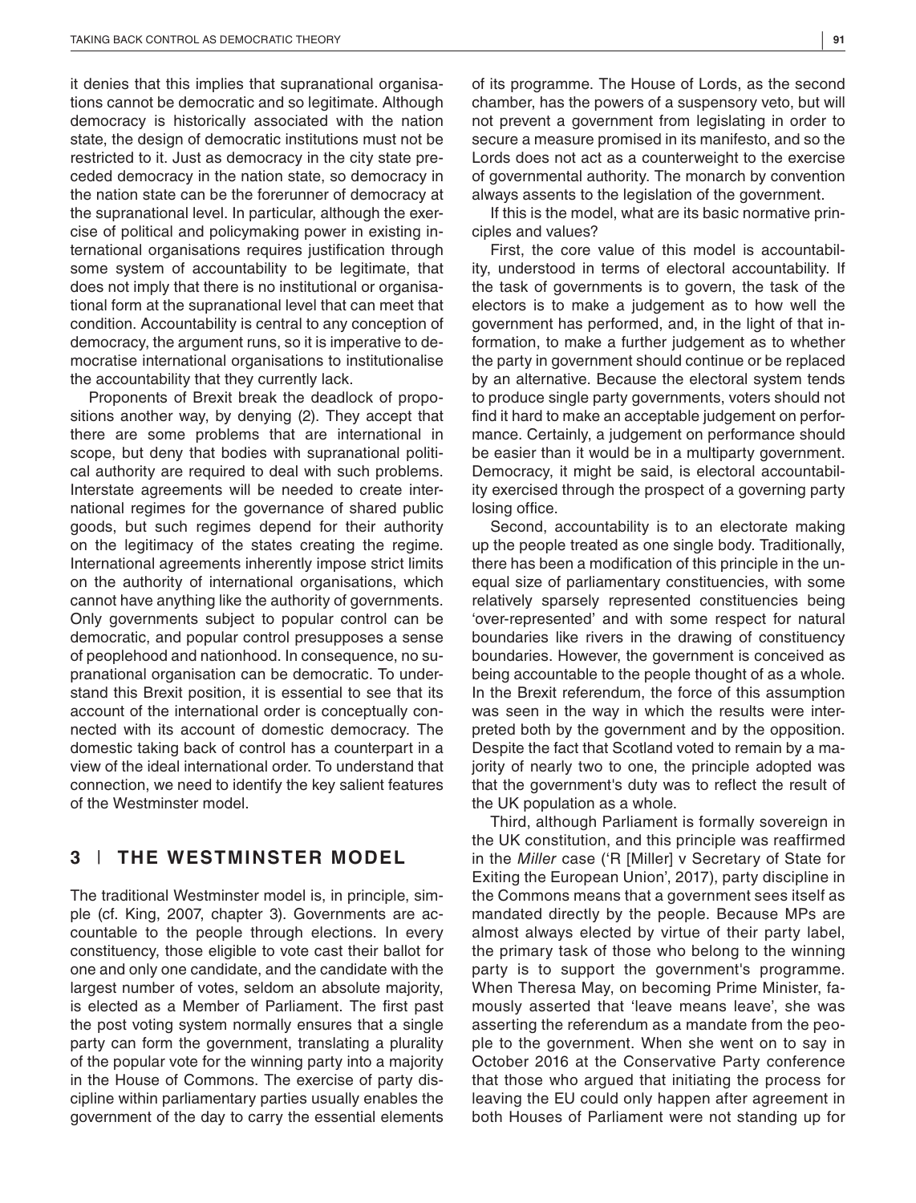it denies that this implies that supranational organisations cannot be democratic and so legitimate. Although democracy is historically associated with the nation state, the design of democratic institutions must not be restricted to it. Just as democracy in the city state preceded democracy in the nation state, so democracy in the nation state can be the forerunner of democracy at the supranational level. In particular, although the exercise of political and policymaking power in existing international organisations requires justification through some system of accountability to be legitimate, that does not imply that there is no institutional or organisational form at the supranational level that can meet that condition. Accountability is central to any conception of democracy, the argument runs, so it is imperative to democratise international organisations to institutionalise the accountability that they currently lack.

Proponents of Brexit break the deadlock of propositions another way, by denying (2). They accept that there are some problems that are international in scope, but deny that bodies with supranational political authority are required to deal with such problems. Interstate agreements will be needed to create international regimes for the governance of shared public goods, but such regimes depend for their authority on the legitimacy of the states creating the regime. International agreements inherently impose strict limits on the authority of international organisations, which cannot have anything like the authority of governments. Only governments subject to popular control can be democratic, and popular control presupposes a sense of peoplehood and nationhood. In consequence, no supranational organisation can be democratic. To understand this Brexit position, it is essential to see that its account of the international order is conceptually connected with its account of domestic democracy. The domestic taking back of control has a counterpart in a view of the ideal international order. To understand that connection, we need to identify the key salient features of the Westminster model.

## 3 | THE WESTMINSTER MODEL

The traditional Westminster model is, in principle, simple (cf. King, 2007, chapter 3). Governments are accountable to the people through elections. In every constituency, those eligible to vote cast their ballot for one and only one candidate, and the candidate with the largest number of votes, seldom an absolute majority, is elected as a Member of Parliament. The first past the post voting system normally ensures that a single party can form the government, translating a plurality of the popular vote for the winning party into a majority in the House of Commons. The exercise of party discipline within parliamentary parties usually enables the government of the day to carry the essential elements of its programme. The House of Lords, as the second chamber, has the powers of a suspensory veto, but will not prevent a government from legislating in order to secure a measure promised in its manifesto, and so the Lords does not act as a counterweight to the exercise of governmental authority. The monarch by convention always assents to the legislation of the government.

If this is the model, what are its basic normative principles and values?

First, the core value of this model is accountability, understood in terms of electoral accountability. If the task of governments is to govern, the task of the electors is to make a judgement as to how well the government has performed, and, in the light of that information, to make a further judgement as to whether the party in government should continue or be replaced by an alternative. Because the electoral system tends to produce single party governments, voters should not find it hard to make an acceptable judgement on performance. Certainly, a judgement on performance should be easier than it would be in a multiparty government. Democracy, it might be said, is electoral accountability exercised through the prospect of a governing party losing office.

Second, accountability is to an electorate making up the people treated as one single body. Traditionally, there has been a modification of this principle in the unequal size of parliamentary constituencies, with some relatively sparsely represented constituencies being 'over-represented' and with some respect for natural boundaries like rivers in the drawing of constituency boundaries. However, the government is conceived as being accountable to the people thought of as a whole. In the Brexit referendum, the force of this assumption was seen in the way in which the results were interpreted both by the government and by the opposition. Despite the fact that Scotland voted to remain by a majority of nearly two to one, the principle adopted was that the government's duty was to reflect the result of the UK population as a whole.

Third, although Parliament is formally sovereign in the UK constitution, and this principle was reaffirmed in the *Miller* case ('R [Miller] v Secretary of State for Exiting the European Union', 2017), party discipline in the Commons means that a government sees itself as mandated directly by the people. Because MPs are almost always elected by virtue of their party label, the primary task of those who belong to the winning party is to support the government's programme. When Theresa May, on becoming Prime Minister, famously asserted that 'leave means leave', she was asserting the referendum as a mandate from the people to the government. When she went on to say in October 2016 at the Conservative Party conference that those who argued that initiating the process for leaving the EU could only happen after agreement in both Houses of Parliament were not standing up for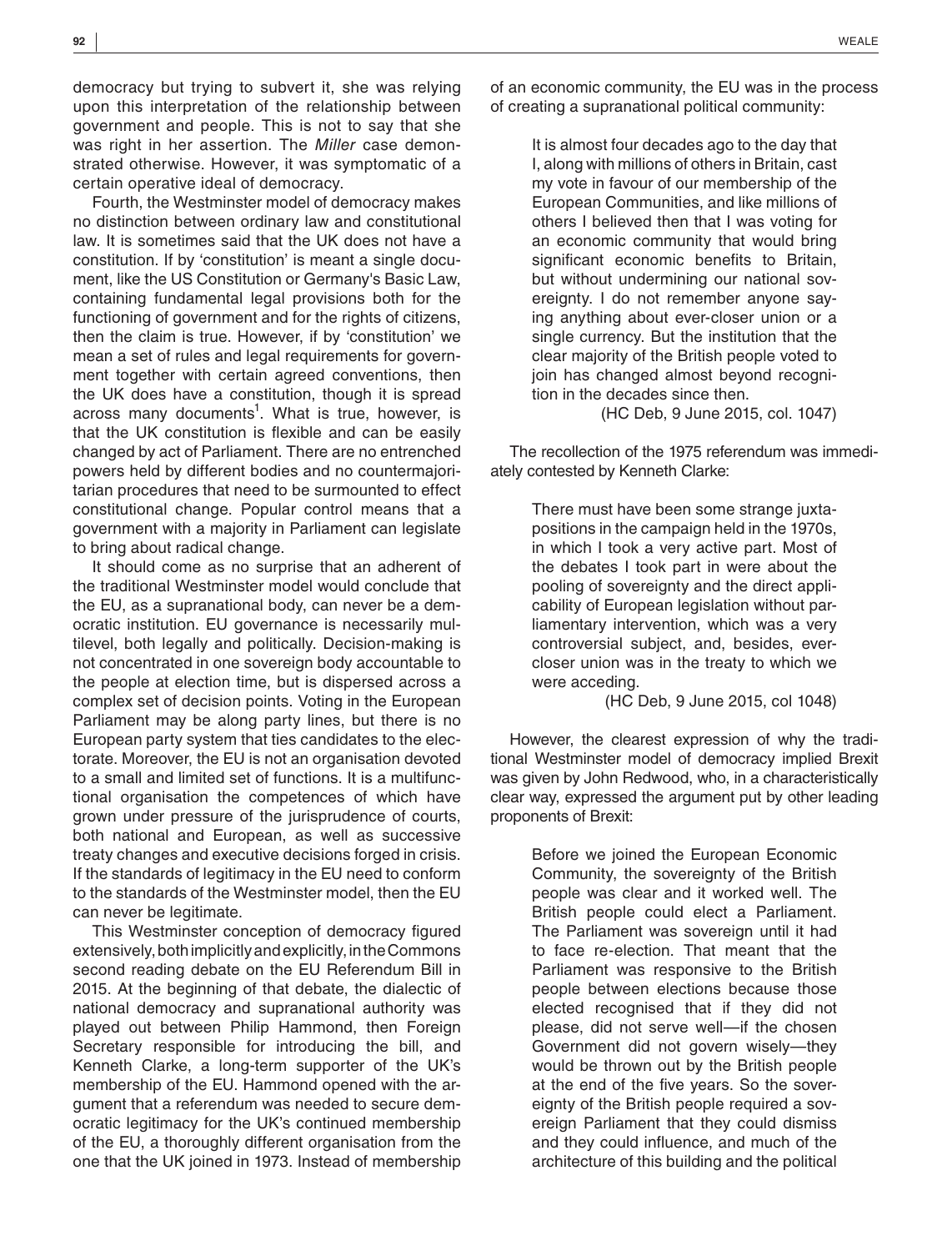democracy but trying to subvert it, she was relying upon this interpretation of the relationship between government and people. This is not to say that she was right in her assertion. The *Miller* case demonstrated otherwise. However, it was symptomatic of a certain operative ideal of democracy.

Fourth, the Westminster model of democracy makes no distinction between ordinary law and constitutional law. It is sometimes said that the UK does not have a constitution. If by 'constitution' is meant a single document, like the US Constitution or Germany's Basic Law, containing fundamental legal provisions both for the functioning of government and for the rights of citizens, then the claim is true. However, if by 'constitution' we mean a set of rules and legal requirements for government together with certain agreed conventions, then the UK does have a constitution, though it is spread across many documents[1]. What is true, however, is that the UK constitution is flexible and can be easily changed by act of Parliament. There are no entrenched powers held by different bodies and no countermajoritarian procedures that need to be surmounted to effect constitutional change. Popular control means that a government with a majority in Parliament can legislate to bring about radical change.

It should come as no surprise that an adherent of the traditional Westminster model would conclude that the EU, as a supranational body, can never be a democratic institution. EU governance is necessarily multilevel, both legally and politically. Decision-making is not concentrated in one sovereign body accountable to the people at election time, but is dispersed across a complex set of decision points. Voting in the European Parliament may be along party lines, but there is no European party system that ties candidates to the electorate. Moreover, the EU is not an organisation devoted to a small and limited set of functions. It is a multifunctional organisation the competences of which have grown under pressure of the jurisprudence of courts, both national and European, as well as successive treaty changes and executive decisions forged in crisis. If the standards of legitimacy in the EU need to conform to the standards of the Westminster model, then the EU can never be legitimate.

This Westminster conception of democracy figured extensively, both implicitly and explicitly, in the Commons second reading debate on the EU Referendum Bill in 2015. At the beginning of that debate, the dialectic of national democracy and supranational authority was played out between Philip Hammond, then Foreign Secretary responsible for introducing the bill, and Kenneth Clarke, a long-term supporter of the UK's membership of the EU. Hammond opened with the argument that a referendum was needed to secure democratic legitimacy for the UK's continued membership of the EU, a thoroughly different organisation from the one that the UK joined in 1973. Instead of membership of an economic community, the EU was in the process of creating a supranational political community:

> It is almost four decades ago to the day that I, along with millions of others in Britain, cast my vote in favour of our membership of the European Communities, and like millions of others I believed then that I was voting for an economic community that would bring significant economic benefits to Britain, but without undermining our national sovereignty. I do not remember anyone saying anything about ever-closer union or a single currency. But the institution that the clear majority of the British people voted to join has changed almost beyond recognition in the decades since then.
>
> (HC Deb, 9 June 2015, col. 1047)

The recollection of the 1975 referendum was immediately contested by Kenneth Clarke:

> There must have been some strange juxtapositions in the campaign held in the 1970s, in which I took a very active part. Most of the debates I took part in were about the pooling of sovereignty and the direct applicability of European legislation without parliamentary intervention, which was a very controversial subject, and, besides, ever-closer union was in the treaty to which we were acceding.
>
> (HC Deb, 9 June 2015, col 1048)

However, the clearest expression of why the traditional Westminster model of democracy implied Brexit was given by John Redwood, who, in a characteristically clear way, expressed the argument put by other leading proponents of Brexit:

> Before we joined the European Economic Community, the sovereignty of the British people was clear and it worked well. The British people could elect a Parliament. The Parliament was sovereign until it had to face re-election. That meant that the Parliament was responsive to the British people between elections because those elected recognised that if they did not please, did not serve well—if the chosen Government did not govern wisely—they would be thrown out by the British people at the end of the five years. So the sovereignty of the British people required a sovereign Parliament that they could dismiss and they could influence, and much of the architecture of this building and the political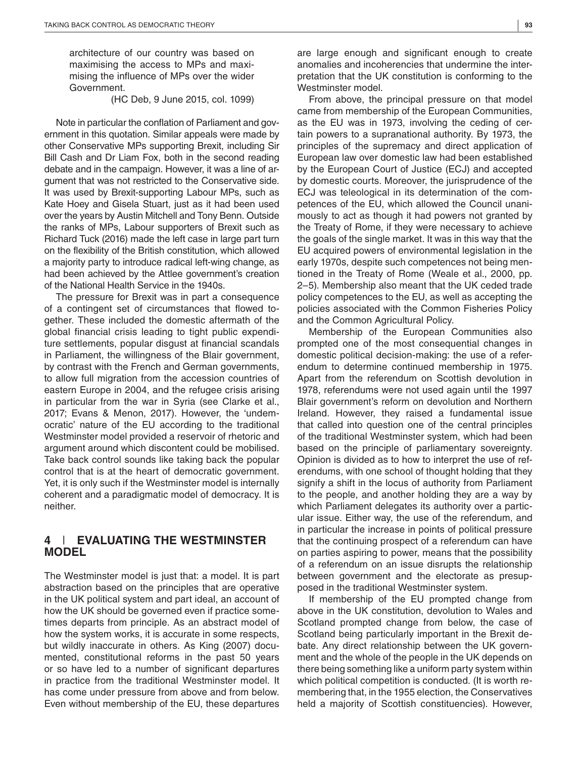architecture of our country was based on maximising the access to MPs and maximising the influence of MPs over the wider Government.

(HC Deb, 9 June 2015, col. 1099)

Note in particular the conflation of Parliament and government in this quotation. Similar appeals were made by other Conservative MPs supporting Brexit, including Sir Bill Cash and Dr Liam Fox, both in the second reading debate and in the campaign. However, it was a line of argument that was not restricted to the Conservative side. It was used by Brexit-supporting Labour MPs, such as Kate Hoey and Gisela Stuart, just as it had been used over the years by Austin Mitchell and Tony Benn. Outside the ranks of MPs, Labour supporters of Brexit such as Richard Tuck (2016) made the left case in large part turn on the flexibility of the British constitution, which allowed a majority party to introduce radical left-wing change, as had been achieved by the Attlee government's creation of the National Health Service in the 1940s.

The pressure for Brexit was in part a consequence of a contingent set of circumstances that flowed together. These included the domestic aftermath of the global financial crisis leading to tight public expenditure settlements, popular disgust at financial scandals in Parliament, the willingness of the Blair government, by contrast with the French and German governments, to allow full migration from the accession countries of eastern Europe in 2004, and the refugee crisis arising in particular from the war in Syria (see Clarke et al., 2017; Evans & Menon, 2017). However, the 'undemocratic' nature of the EU according to the traditional Westminster model provided a reservoir of rhetoric and argument around which discontent could be mobilised. Take back control sounds like taking back the popular control that is at the heart of democratic government. Yet, it is only such if the Westminster model is internally coherent and a paradigmatic model of democracy. It is neither.

## 4 | EVALUATING THE WESTMINSTER MODEL

The Westminster model is just that: a model. It is part abstraction based on the principles that are operative in the UK political system and part ideal, an account of how the UK should be governed even if practice sometimes departs from principle. As an abstract model of how the system works, it is accurate in some respects, but wildly inaccurate in others. As King (2007) documented, constitutional reforms in the past 50 years or so have led to a number of significant departures in practice from the traditional Westminster model. It has come under pressure from above and from below. Even without membership of the EU, these departures are large enough and significant enough to create anomalies and incoherencies that undermine the interpretation that the UK constitution is conforming to the Westminster model.

From above, the principal pressure on that model came from membership of the European Communities, as the EU was in 1973, involving the ceding of certain powers to a supranational authority. By 1973, the principles of the supremacy and direct application of European law over domestic law had been established by the European Court of Justice (ECJ) and accepted by domestic courts. Moreover, the jurisprudence of the ECJ was teleological in its determination of the competences of the EU, which allowed the Council unanimously to act as though it had powers not granted by the Treaty of Rome, if they were necessary to achieve the goals of the single market. It was in this way that the EU acquired powers of environmental legislation in the early 1970s, despite such competences not being mentioned in the Treaty of Rome (Weale et al., 2000, pp. 2–5). Membership also meant that the UK ceded trade policy competences to the EU, as well as accepting the policies associated with the Common Fisheries Policy and the Common Agricultural Policy.

Membership of the European Communities also prompted one of the most consequential changes in domestic political decision-making: the use of a referendum to determine continued membership in 1975. Apart from the referendum on Scottish devolution in 1978, referendums were not used again until the 1997 Blair government's reform on devolution and Northern Ireland. However, they raised a fundamental issue that called into question one of the central principles of the traditional Westminster system, which had been based on the principle of parliamentary sovereignty. Opinion is divided as to how to interpret the use of referendums, with one school of thought holding that they signify a shift in the locus of authority from Parliament to the people, and another holding they are a way by which Parliament delegates its authority over a particular issue. Either way, the use of the referendum, and in particular the increase in points of political pressure that the continuing prospect of a referendum can have on parties aspiring to power, means that the possibility of a referendum on an issue disrupts the relationship between government and the electorate as presupposed in the traditional Westminster system.

If membership of the EU prompted change from above in the UK constitution, devolution to Wales and Scotland prompted change from below, the case of Scotland being particularly important in the Brexit debate. Any direct relationship between the UK government and the whole of the people in the UK depends on there being something like a uniform party system within which political competition is conducted. (It is worth remembering that, in the 1955 election, the Conservatives held a majority of Scottish constituencies). However,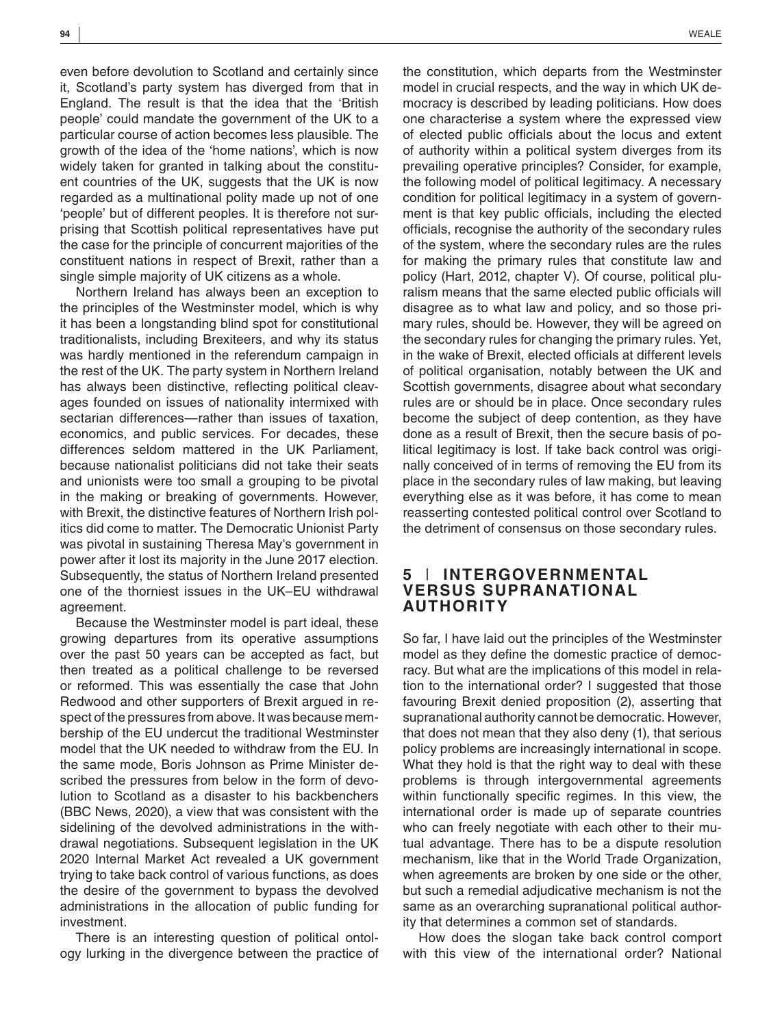even before devolution to Scotland and certainly since it, Scotland's party system has diverged from that in England. The result is that the idea that the 'British people' could mandate the government of the UK to a particular course of action becomes less plausible. The growth of the idea of the 'home nations', which is now widely taken for granted in talking about the constituent countries of the UK, suggests that the UK is now regarded as a multinational polity made up not of one 'people' but of different peoples. It is therefore not surprising that Scottish political representatives have put the case for the principle of concurrent majorities of the constituent nations in respect of Brexit, rather than a single simple majority of UK citizens as a whole.

Northern Ireland has always been an exception to the principles of the Westminster model, which is why it has been a longstanding blind spot for constitutional traditionalists, including Brexiteers, and why its status was hardly mentioned in the referendum campaign in the rest of the UK. The party system in Northern Ireland has always been distinctive, reflecting political cleavages founded on issues of nationality intermixed with sectarian differences—rather than issues of taxation, economics, and public services. For decades, these differences seldom mattered in the UK Parliament, because nationalist politicians did not take their seats and unionists were too small a grouping to be pivotal in the making or breaking of governments. However, with Brexit, the distinctive features of Northern Irish politics did come to matter. The Democratic Unionist Party was pivotal in sustaining Theresa May's government in power after it lost its majority in the June 2017 election. Subsequently, the status of Northern Ireland presented one of the thorniest issues in the UK–EU withdrawal agreement.

Because the Westminster model is part ideal, these growing departures from its operative assumptions over the past 50 years can be accepted as fact, but then treated as a political challenge to be reversed or reformed. This was essentially the case that John Redwood and other supporters of Brexit argued in respect of the pressures from above. It was because membership of the EU undercut the traditional Westminster model that the UK needed to withdraw from the EU. In the same mode, Boris Johnson as Prime Minister described the pressures from below in the form of devolution to Scotland as a disaster to his backbenchers (BBC News, 2020), a view that was consistent with the sidelining of the devolved administrations in the withdrawal negotiations. Subsequent legislation in the UK 2020 Internal Market Act revealed a UK government trying to take back control of various functions, as does the desire of the government to bypass the devolved administrations in the allocation of public funding for investment.

There is an interesting question of political ontology lurking in the divergence between the practice of the constitution, which departs from the Westminster model in crucial respects, and the way in which UK democracy is described by leading politicians. How does one characterise a system where the expressed view of elected public officials about the locus and extent of authority within a political system diverges from its prevailing operative principles? Consider, for example, the following model of political legitimacy. A necessary condition for political legitimacy in a system of government is that key public officials, including the elected officials, recognise the authority of the secondary rules of the system, where the secondary rules are the rules for making the primary rules that constitute law and policy (Hart, 2012, chapter V). Of course, political pluralism means that the same elected public officials will disagree as to what law and policy, and so those primary rules, should be. However, they will be agreed on the secondary rules for changing the primary rules. Yet, in the wake of Brexit, elected officials at different levels of political organisation, notably between the UK and Scottish governments, disagree about what secondary rules are or should be in place. Once secondary rules become the subject of deep contention, as they have done as a result of Brexit, then the secure basis of political legitimacy is lost. If take back control was originally conceived of in terms of removing the EU from its place in the secondary rules of law making, but leaving everything else as it was before, it has come to mean reasserting contested political control over Scotland to the detriment of consensus on those secondary rules.

## 5 | INTERGOVERNMENTAL VERSUS SUPRANATIONAL AUTHORITY

So far, I have laid out the principles of the Westminster model as they define the domestic practice of democracy. But what are the implications of this model in relation to the international order? I suggested that those favouring Brexit denied proposition (2), asserting that supranational authority cannot be democratic. However, that does not mean that they also deny (1), that serious policy problems are increasingly international in scope. What they hold is that the right way to deal with these problems is through intergovernmental agreements within functionally specific regimes. In this view, the international order is made up of separate countries who can freely negotiate with each other to their mutual advantage. There has to be a dispute resolution mechanism, like that in the World Trade Organization, when agreements are broken by one side or the other, but such a remedial adjudicative mechanism is not the same as an overarching supranational political authority that determines a common set of standards.

How does the slogan take back control comport with this view of the international order? National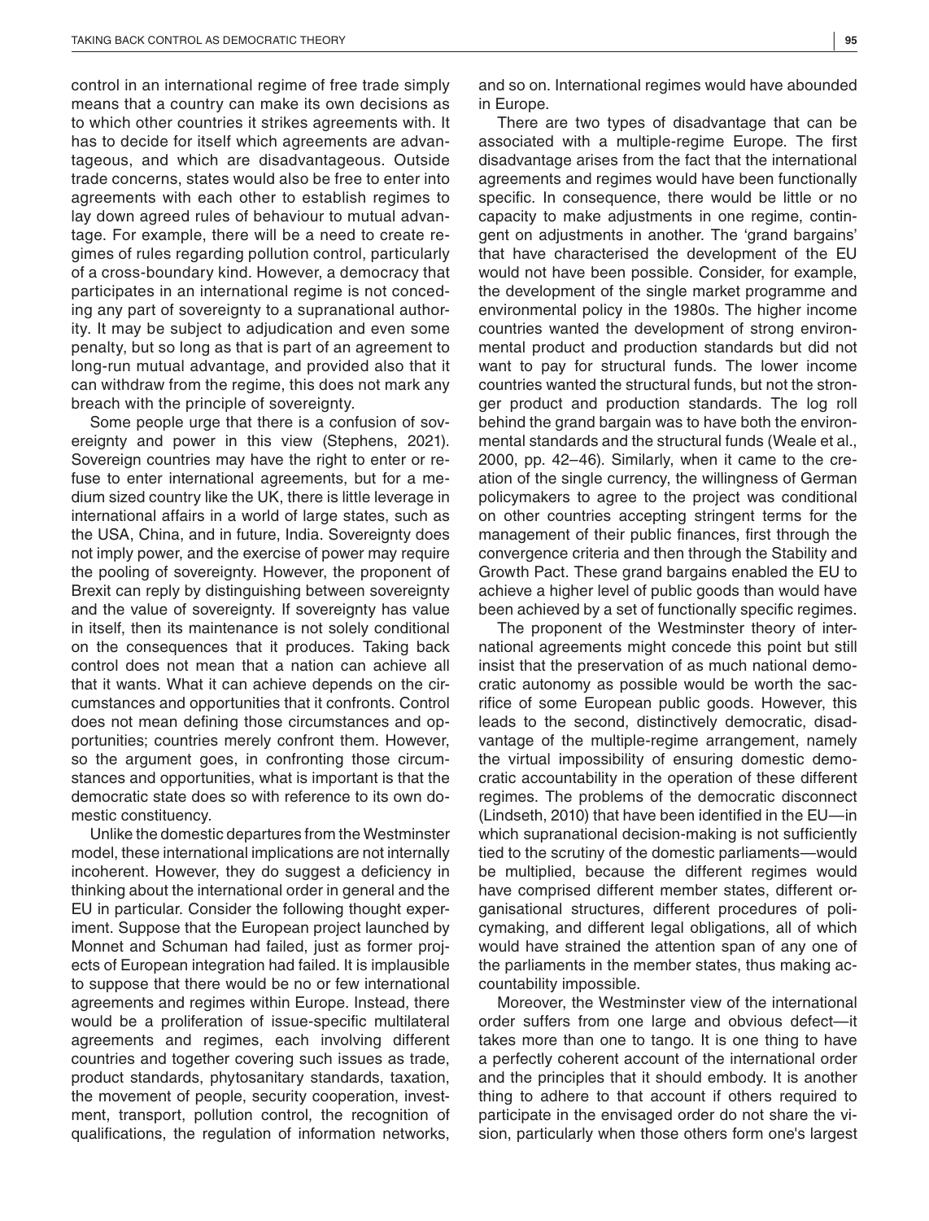control in an international regime of free trade simply means that a country can make its own decisions as to which other countries it strikes agreements with. It has to decide for itself which agreements are advantageous, and which are disadvantageous. Outside trade concerns, states would also be free to enter into agreements with each other to establish regimes to lay down agreed rules of behaviour to mutual advantage. For example, there will be a need to create regimes of rules regarding pollution control, particularly of a cross-boundary kind. However, a democracy that participates in an international regime is not conceding any part of sovereignty to a supranational authority. It may be subject to adjudication and even some penalty, but so long as that is part of an agreement to long-run mutual advantage, and provided also that it can withdraw from the regime, this does not mark any breach with the principle of sovereignty.

Some people urge that there is a confusion of sovereignty and power in this view (Stephens, 2021). Sovereign countries may have the right to enter or refuse to enter international agreements, but for a medium sized country like the UK, there is little leverage in international affairs in a world of large states, such as the USA, China, and in future, India. Sovereignty does not imply power, and the exercise of power may require the pooling of sovereignty. However, the proponent of Brexit can reply by distinguishing between sovereignty and the value of sovereignty. If sovereignty has value in itself, then its maintenance is not solely conditional on the consequences that it produces. Taking back control does not mean that a nation can achieve all that it wants. What it can achieve depends on the circumstances and opportunities that it confronts. Control does not mean defining those circumstances and opportunities; countries merely confront them. However, so the argument goes, in confronting those circumstances and opportunities, what is important is that the democratic state does so with reference to its own domestic constituency.

Unlike the domestic departures from the Westminster model, these international implications are not internally incoherent. However, they do suggest a deficiency in thinking about the international order in general and the EU in particular. Consider the following thought experiment. Suppose that the European project launched by Monnet and Schuman had failed, just as former projects of European integration had failed. It is implausible to suppose that there would be no or few international agreements and regimes within Europe. Instead, there would be a proliferation of issue-specific multilateral agreements and regimes, each involving different countries and together covering such issues as trade, product standards, phytosanitary standards, taxation, the movement of people, security cooperation, investment, transport, pollution control, the recognition of qualifications, the regulation of information networks, and so on. International regimes would have abounded in Europe.

There are two types of disadvantage that can be associated with a multiple-regime Europe. The first disadvantage arises from the fact that the international agreements and regimes would have been functionally specific. In consequence, there would be little or no capacity to make adjustments in one regime, contingent on adjustments in another. The 'grand bargains' that have characterised the development of the EU would not have been possible. Consider, for example, the development of the single market programme and environmental policy in the 1980s. The higher income countries wanted the development of strong environmental product and production standards but did not want to pay for structural funds. The lower income countries wanted the structural funds, but not the stronger product and production standards. The log roll behind the grand bargain was to have both the environmental standards and the structural funds (Weale et al., 2000, pp. 42–46). Similarly, when it came to the creation of the single currency, the willingness of German policymakers to agree to the project was conditional on other countries accepting stringent terms for the management of their public finances, first through the convergence criteria and then through the Stability and Growth Pact. These grand bargains enabled the EU to achieve a higher level of public goods than would have been achieved by a set of functionally specific regimes.

The proponent of the Westminster theory of international agreements might concede this point but still insist that the preservation of as much national democratic autonomy as possible would be worth the sacrifice of some European public goods. However, this leads to the second, distinctively democratic, disadvantage of the multiple-regime arrangement, namely the virtual impossibility of ensuring domestic democratic accountability in the operation of these different regimes. The problems of the democratic disconnect (Lindseth, 2010) that have been identified in the EU—in which supranational decision-making is not sufficiently tied to the scrutiny of the domestic parliaments—would be multiplied, because the different regimes would have comprised different member states, different organisational structures, different procedures of policymaking, and different legal obligations, all of which would have strained the attention span of any one of the parliaments in the member states, thus making accountability impossible.

Moreover, the Westminster view of the international order suffers from one large and obvious defect—it takes more than one to tango. It is one thing to have a perfectly coherent account of the international order and the principles that it should embody. It is another thing to adhere to that account if others required to participate in the envisaged order do not share the vision, particularly when those others form one's largest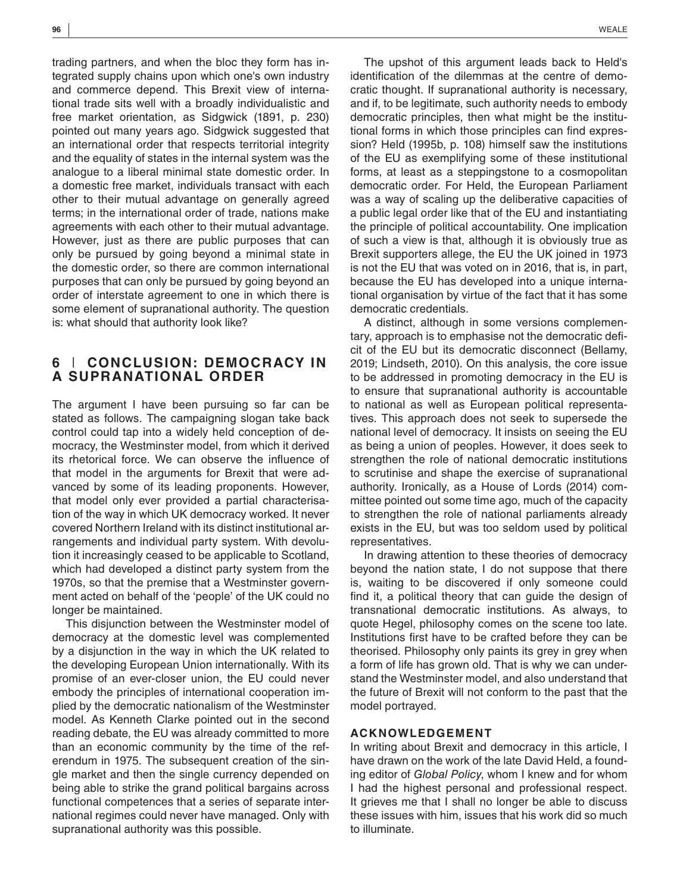trading partners, and when the bloc they form has integrated supply chains upon which one's own industry and commerce depend. This Brexit view of international trade sits well with a broadly individualistic and free market orientation, as Sidgwick (1891, p. 230) pointed out many years ago. Sidgwick suggested that an international order that respects territorial integrity and the equality of states in the internal system was the analogue to a liberal minimal state domestic order. In a domestic free market, individuals transact with each other to their mutual advantage on generally agreed terms; in the international order of trade, nations make agreements with each other to their mutual advantage. However, just as there are public purposes that can only be pursued by going beyond a minimal state in the domestic order, so there are common international purposes that can only be pursued by going beyond an order of interstate agreement to one in which there is some element of supranational authority. The question is: what should that authority look like?

## 6 | CONCLUSION: DEMOCRACY IN A SUPRANATIONAL ORDER

The argument I have been pursuing so far can be stated as follows. The campaigning slogan take back control could tap into a widely held conception of democracy, the Westminster model, from which it derived its rhetorical force. We can observe the influence of that model in the arguments for Brexit that were advanced by some of its leading proponents. However, that model only ever provided a partial characterisation of the way in which UK democracy worked. It never covered Northern Ireland with its distinct institutional arrangements and individual party system. With devolution it increasingly ceased to be applicable to Scotland, which had developed a distinct party system from the 1970s, so that the premise that a Westminster government acted on behalf of the 'people' of the UK could no longer be maintained.

This disjunction between the Westminster model of democracy at the domestic level was complemented by a disjunction in the way in which the UK related to the developing European Union internationally. With its promise of an ever-closer union, the EU could never embody the principles of international cooperation implied by the democratic nationalism of the Westminster model. As Kenneth Clarke pointed out in the second reading debate, the EU was already committed to more than an economic community by the time of the referendum in 1975. The subsequent creation of the single market and then the single currency depended on being able to strike the grand political bargains across functional competences that a series of separate international regimes could never have managed. Only with supranational authority was this possible.

The upshot of this argument leads back to Held's identification of the dilemmas at the centre of democratic thought. If supranational authority is necessary, and if, to be legitimate, such authority needs to embody democratic principles, then what might be the institutional forms in which those principles can find expression? Held (1995b, p. 108) himself saw the institutions of the EU as exemplifying some of these institutional forms, at least as a steppingstone to a cosmopolitan democratic order. For Held, the European Parliament was a way of scaling up the deliberative capacities of a public legal order like that of the EU and instantiating the principle of political accountability. One implication of such a view is that, although it is obviously true as Brexit supporters allege, the EU the UK joined in 1973 is not the EU that was voted on in 2016, that is, in part, because the EU has developed into a unique international organisation by virtue of the fact that it has some democratic credentials.

A distinct, although in some versions complementary, approach is to emphasise not the democratic deficit of the EU but its democratic disconnect (Bellamy, 2019; Lindseth, 2010). On this analysis, the core issue to be addressed in promoting democracy in the EU is to ensure that supranational authority is accountable to national as well as European political representatives. This approach does not seek to supersede the national level of democracy. It insists on seeing the EU as being a union of peoples. However, it does seek to strengthen the role of national democratic institutions to scrutinise and shape the exercise of supranational authority. Ironically, as a House of Lords (2014) committee pointed out some time ago, much of the capacity to strengthen the role of national parliaments already exists in the EU, but was too seldom used by political representatives.

In drawing attention to these theories of democracy beyond the nation state, I do not suppose that there is, waiting to be discovered if only someone could find it, a political theory that can guide the design of transnational democratic institutions. As always, to quote Hegel, philosophy comes on the scene too late. Institutions first have to be crafted before they can be theorised. Philosophy only paints its grey in grey when a form of life has grown old. That is why we can understand the Westminster model, and also understand that the future of Brexit will not conform to the past that the model portrayed.

### ACKNOWLEDGEMENT

In writing about Brexit and democracy in this article, I have drawn on the work of the late David Held, a founding editor of *Global Policy*, whom I knew and for whom I had the highest personal and professional respect. It grieves me that I shall no longer be able to discuss these issues with him, issues that his work did so much to illuminate.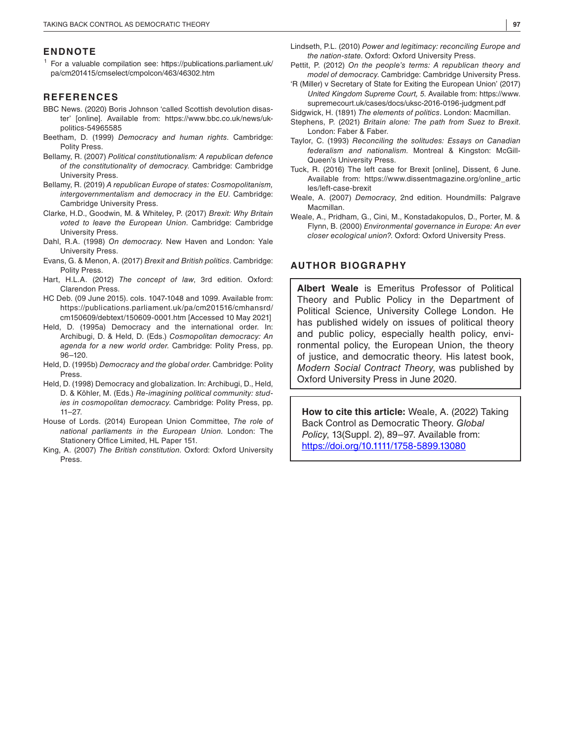## ENDNOTE

[1] For a valuable compilation see: https://publications.parliament.uk/pa/cm201415/cmselect/cmpolcon/463/46302.htm

## REFERENCES

BBC News. (2020) Boris Johnson 'called Scottish devolution disaster' [online]. Available from: https://www.bbc.co.uk/news/uk-politics-54965585

Beetham, D. (1999) *Democracy and human rights*. Cambridge: Polity Press.

Bellamy, R. (2007) *Political constitutionalism: A republican defence of the constitutionality of democracy*. Cambridge: Cambridge University Press.

Bellamy, R. (2019) *A republican Europe of states: Cosmopolitanism, intergovernmentalism and democracy in the EU*. Cambridge: Cambridge University Press.

Clarke, H.D., Goodwin, M. & Whiteley, P. (2017) *Brexit: Why Britain voted to leave the European Union*. Cambridge: Cambridge University Press.

Dahl, R.A. (1998) *On democracy*. New Haven and London: Yale University Press.

Evans, G. & Menon, A. (2017) *Brexit and British politics*. Cambridge: Polity Press.

Hart, H.L.A. (2012) *The concept of law*, 3rd edition. Oxford: Clarendon Press.

HC Deb. (09 June 2015). cols. 1047-1048 and 1099. Available from: https://publications.parliament.uk/pa/cm201516/cmhansrd/cm150609/debtext/150609-0001.htm [Accessed 10 May 2021]

Held, D. (1995a) Democracy and the international order. In: Archibugi, D. & Held, D. (Eds.) *Cosmopolitan democracy: An agenda for a new world order*. Cambridge: Polity Press, pp. 96–120.

Held, D. (1995b) *Democracy and the global order*. Cambridge: Polity Press.

Held, D. (1998) Democracy and globalization. In: Archibugi, D., Held, D. & Köhler, M. (Eds.) *Re-imagining political community: studies in cosmopolitan democracy*. Cambridge: Polity Press, pp. 11–27.

House of Lords. (2014) European Union Committee, *The role of national parliaments in the European Union*. London: The Stationery Office Limited, HL Paper 151.

King, A. (2007) *The British constitution*. Oxford: Oxford University Press.

Lindseth, P.L. (2010) *Power and legitimacy: reconciling Europe and the nation-state*. Oxford: Oxford University Press.

Pettit, P. (2012) *On the people's terms: A republican theory and model of democracy*. Cambridge: Cambridge University Press.

'R (Miller) v Secretary of State for Exiting the European Union' (2017) *United Kingdom Supreme Court, 5*. Available from: https://www.supremecourt.uk/cases/docs/uksc-2016-0196-judgment.pdf

Sidgwick, H. (1891) *The elements of politics*. London: Macmillan.

Stephens, P. (2021) *Britain alone: The path from Suez to Brexit*. London: Faber & Faber.

Taylor, C. (1993) *Reconciling the solitudes: Essays on Canadian federalism and nationalism*. Montreal & Kingston: McGill-Queen's University Press.

Tuck, R. (2016) The left case for Brexit [online], Dissent, 6 June. Available from: https://www.dissentmagazine.org/online_articles/left-case-brexit

Weale, A. (2007) *Democracy*, 2nd edition. Houndmills: Palgrave Macmillan.

Weale, A., Pridham, G., Cini, M., Konstadakopulos, D., Porter, M. & Flynn, B. (2000) *Environmental governance in Europe: An ever closer ecological union?*. Oxford: Oxford University Press.

## AUTHOR BIOGRAPHY

**Albert Weale** is Emeritus Professor of Political Theory and Public Policy in the Department of Political Science, University College London. He has published widely on issues of political theory and public policy, especially health policy, environmental policy, the European Union, the theory of justice, and democratic theory. His latest book, *Modern Social Contract Theory*, was published by Oxford University Press in June 2020.

**How to cite this article:** Weale, A. (2022) Taking Back Control as Democratic Theory. *Global Policy*, 13(Suppl. 2), 89–97. Available from: https://doi.org/10.1111/1758-5899.13080